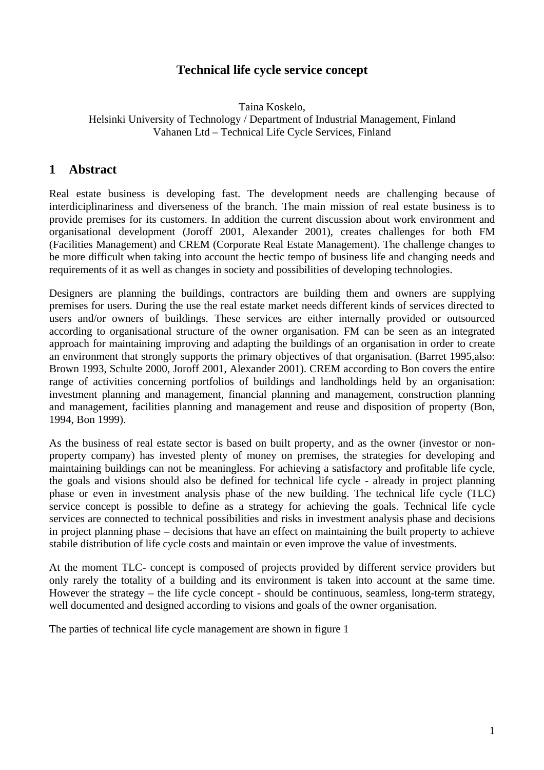# Technical life cycle service concept

Taina Koskelo,
Helsinki University of Technology / Department of Industrial Management, Finland
Vahanen Ltd – Technical Life Cycle Services, Finland

## 1 Abstract

Real estate business is developing fast. The development needs are challenging because of interdiciplinariness and diverseness of the branch. The main mission of real estate business is to provide premises for its customers. In addition the current discussion about work environment and organisational development (Joroff 2001, Alexander 2001), creates challenges for both FM (Facilities Management) and CREM (Corporate Real Estate Management). The challenge changes to be more difficult when taking into account the hectic tempo of business life and changing needs and requirements of it as well as changes in society and possibilities of developing technologies.

Designers are planning the buildings, contractors are building them and owners are supplying premises for users. During the use the real estate market needs different kinds of services directed to users and/or owners of buildings. These services are either internally provided or outsourced according to organisational structure of the owner organisation. FM can be seen as an integrated approach for maintaining improving and adapting the buildings of an organisation in order to create an environment that strongly supports the primary objectives of that organisation. (Barret 1995,also: Brown 1993, Schulte 2000, Joroff 2001, Alexander 2001). CREM according to Bon covers the entire range of activities concerning portfolios of buildings and landholdings held by an organisation: investment planning and management, financial planning and management, construction planning and management, facilities planning and management and reuse and disposition of property (Bon, 1994, Bon 1999).

As the business of real estate sector is based on built property, and as the owner (investor or non-property company) has invested plenty of money on premises, the strategies for developing and maintaining buildings can not be meaningless. For achieving a satisfactory and profitable life cycle, the goals and visions should also be defined for technical life cycle - already in project planning phase or even in investment analysis phase of the new building. The technical life cycle (TLC) service concept is possible to define as a strategy for achieving the goals. Technical life cycle services are connected to technical possibilities and risks in investment analysis phase and decisions in project planning phase – decisions that have an effect on maintaining the built property to achieve stabile distribution of life cycle costs and maintain or even improve the value of investments.

At the moment TLC- concept is composed of projects provided by different service providers but only rarely the totality of a building and its environment is taken into account at the same time. However the strategy – the life cycle concept - should be continuous, seamless, long-term strategy, well documented and designed according to visions and goals of the owner organisation.

The parties of technical life cycle management are shown in figure 1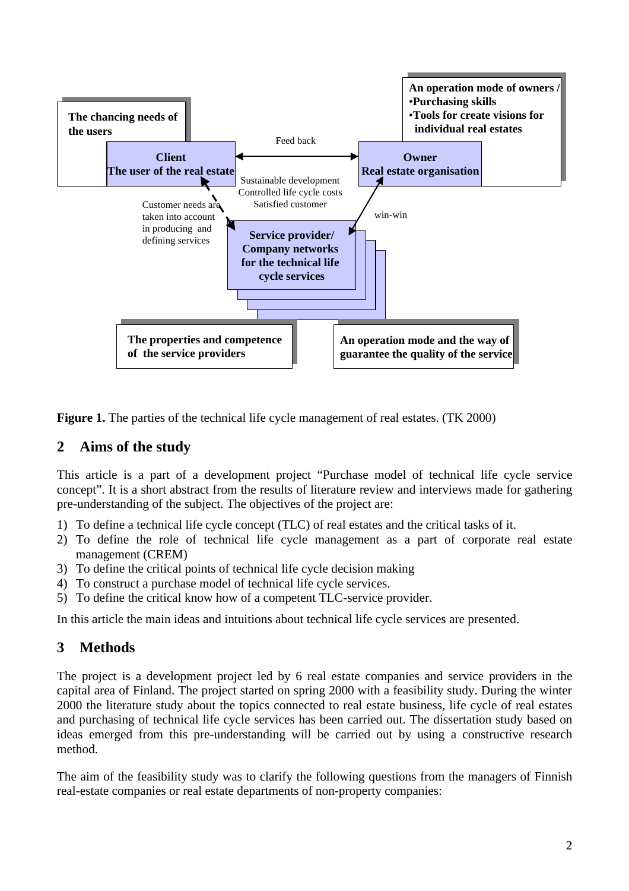The chancing needs of the users

**Client**
**The user of the real estate**

Feed back

**Owner**
**Real estate organisation**

**An operation mode of owners /**
**•Purchasing skills**
**•Tools for create visions for individual real estates**

Sustainable development
Controlled life cycle costs
Satisfied customer

Customer needs are taken into account in producing and defining services

win-win

**Service provider/ Company networks for the technical life cycle services**

**The properties and competence of the service providers**

**An operation mode and the way of guarantee the quality of the service**

**Figure 1.** The parties of the technical life cycle management of real estates. (TK 2000)

## 2 Aims of the study

This article is a part of a development project "Purchase model of technical life cycle service concept". It is a short abstract from the results of literature review and interviews made for gathering pre-understanding of the subject. The objectives of the project are:

1) To define a technical life cycle concept (TLC) of real estates and the critical tasks of it.
2) To define the role of technical life cycle management as a part of corporate real estate management (CREM)
3) To define the critical points of technical life cycle decision making
4) To construct a purchase model of technical life cycle services.
5) To define the critical know how of a competent TLC-service provider.

In this article the main ideas and intuitions about technical life cycle services are presented.

## 3 Methods

The project is a development project led by 6 real estate companies and service providers in the capital area of Finland. The project started on spring 2000 with a feasibility study. During the winter 2000 the literature study about the topics connected to real estate business, life cycle of real estates and purchasing of technical life cycle services has been carried out. The dissertation study based on ideas emerged from this pre-understanding will be carried out by using a constructive research method.

The aim of the feasibility study was to clarify the following questions from the managers of Finnish real-estate companies or real estate departments of non-property companies: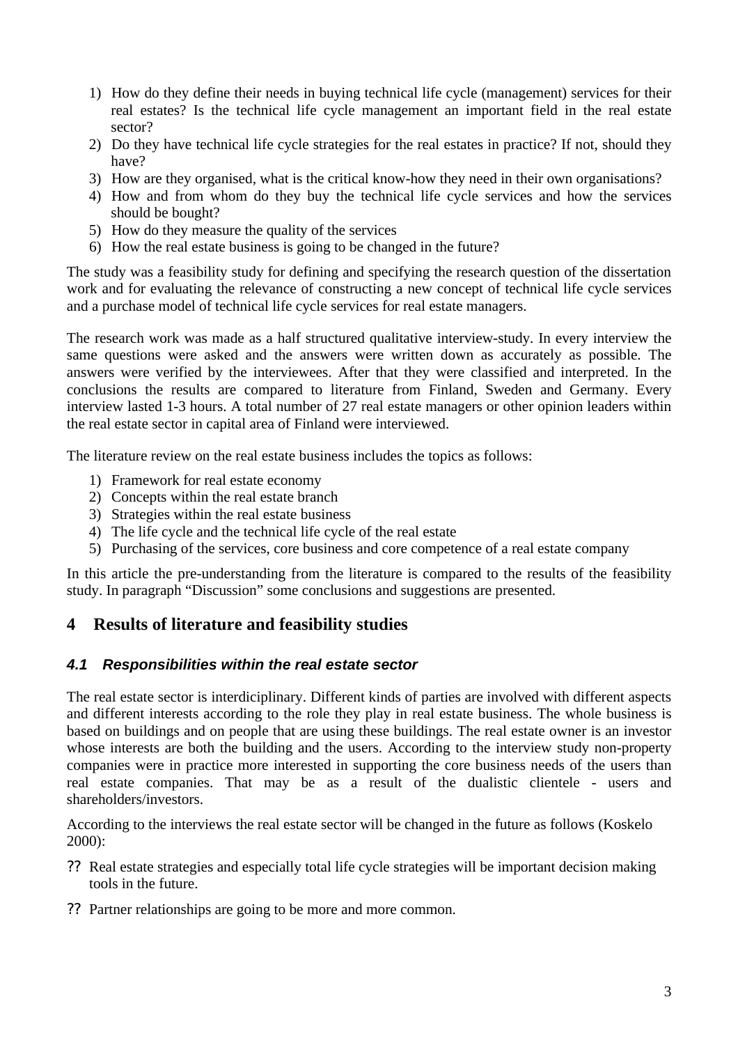1) How do they define their needs in buying technical life cycle (management) services for their real estates? Is the technical life cycle management an important field in the real estate sector?
2) Do they have technical life cycle strategies for the real estates in practice? If not, should they have?
3) How are they organised, what is the critical know-how they need in their own organisations?
4) How and from whom do they buy the technical life cycle services and how the services should be bought?
5) How do they measure the quality of the services
6) How the real estate business is going to be changed in the future?

The study was a feasibility study for defining and specifying the research question of the dissertation work and for evaluating the relevance of constructing a new concept of technical life cycle services and a purchase model of technical life cycle services for real estate managers.

The research work was made as a half structured qualitative interview-study. In every interview the same questions were asked and the answers were written down as accurately as possible. The answers were verified by the interviewees. After that they were classified and interpreted. In the conclusions the results are compared to literature from Finland, Sweden and Germany. Every interview lasted 1-3 hours. A total number of 27 real estate managers or other opinion leaders within the real estate sector in capital area of Finland were interviewed.

The literature review on the real estate business includes the topics as follows:

1) Framework for real estate economy
2) Concepts within the real estate branch
3) Strategies within the real estate business
4) The life cycle and the technical life cycle of the real estate
5) Purchasing of the services, core business and core competence of a real estate company

In this article the pre-understanding from the literature is compared to the results of the feasibility study. In paragraph "Discussion" some conclusions and suggestions are presented.

## 4 Results of literature and feasibility studies

### *4.1 Responsibilities within the real estate sector*

The real estate sector is interdiciplinary. Different kinds of parties are involved with different aspects and different interests according to the role they play in real estate business. The whole business is based on buildings and on people that are using these buildings. The real estate owner is an investor whose interests are both the building and the users. According to the interview study non-property companies were in practice more interested in supporting the core business needs of the users than real estate companies. That may be as a result of the dualistic clientele - users and shareholders/investors.

According to the interviews the real estate sector will be changed in the future as follows (Koskelo 2000):

?? Real estate strategies and especially total life cycle strategies will be important decision making tools in the future.

?? Partner relationships are going to be more and more common.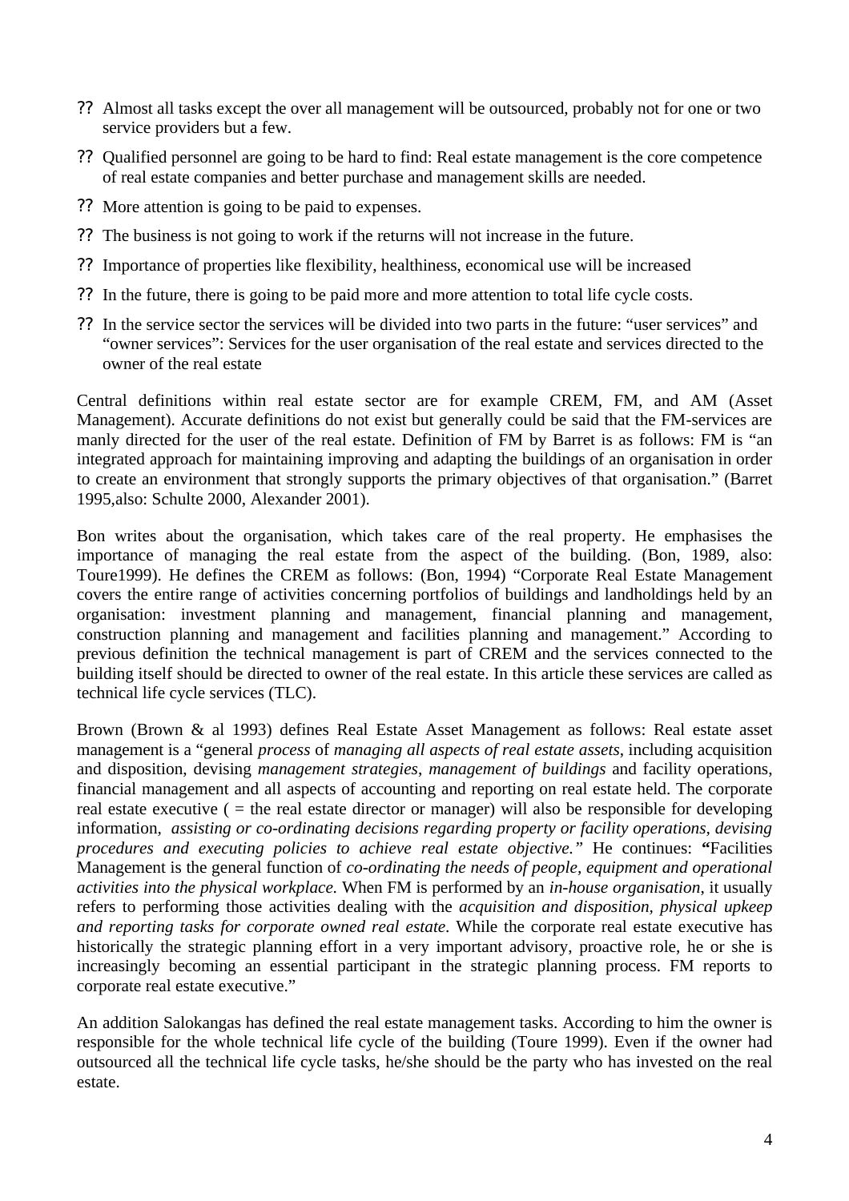- ?? Almost all tasks except the over all management will be outsourced, probably not for one or two service providers but a few.
- ?? Qualified personnel are going to be hard to find: Real estate management is the core competence of real estate companies and better purchase and management skills are needed.
- ?? More attention is going to be paid to expenses.
- ?? The business is not going to work if the returns will not increase in the future.
- ?? Importance of properties like flexibility, healthiness, economical use will be increased
- ?? In the future, there is going to be paid more and more attention to total life cycle costs.
- ?? In the service sector the services will be divided into two parts in the future: "user services" and "owner services": Services for the user organisation of the real estate and services directed to the owner of the real estate

Central definitions within real estate sector are for example CREM, FM, and AM (Asset Management). Accurate definitions do not exist but generally could be said that the FM-services are manly directed for the user of the real estate. Definition of FM by Barret is as follows: FM is "an integrated approach for maintaining improving and adapting the buildings of an organisation in order to create an environment that strongly supports the primary objectives of that organisation." (Barret 1995,also: Schulte 2000, Alexander 2001).

Bon writes about the organisation, which takes care of the real property. He emphasises the importance of managing the real estate from the aspect of the building. (Bon, 1989, also: Toure1999). He defines the CREM as follows: (Bon, 1994) "Corporate Real Estate Management covers the entire range of activities concerning portfolios of buildings and landholdings held by an organisation: investment planning and management, financial planning and management, construction planning and management and facilities planning and management." According to previous definition the technical management is part of CREM and the services connected to the building itself should be directed to owner of the real estate. In this article these services are called as technical life cycle services (TLC).

Brown (Brown & al 1993) defines Real Estate Asset Management as follows: Real estate asset management is a "general *process* of *managing all aspects of real estate assets*, including acquisition and disposition, devising *management strategies*, *management of buildings* and facility operations, financial management and all aspects of accounting and reporting on real estate held. The corporate real estate executive ( = the real estate director or manager) will also be responsible for developing information, *assisting or co-ordinating decisions regarding property or facility operations, devising procedures and executing policies to achieve real estate objective."* He continues: **"**Facilities Management is the general function of *co-ordinating the needs of people, equipment and operational activities into the physical workplace.* When FM is performed by an *in-house organisation*, it usually refers to performing those activities dealing with the *acquisition and disposition, physical upkeep and reporting tasks for corporate owned real estate*. While the corporate real estate executive has historically the strategic planning effort in a very important advisory, proactive role, he or she is increasingly becoming an essential participant in the strategic planning process. FM reports to corporate real estate executive."

An addition Salokangas has defined the real estate management tasks. According to him the owner is responsible for the whole technical life cycle of the building (Toure 1999). Even if the owner had outsourced all the technical life cycle tasks, he/she should be the party who has invested on the real estate.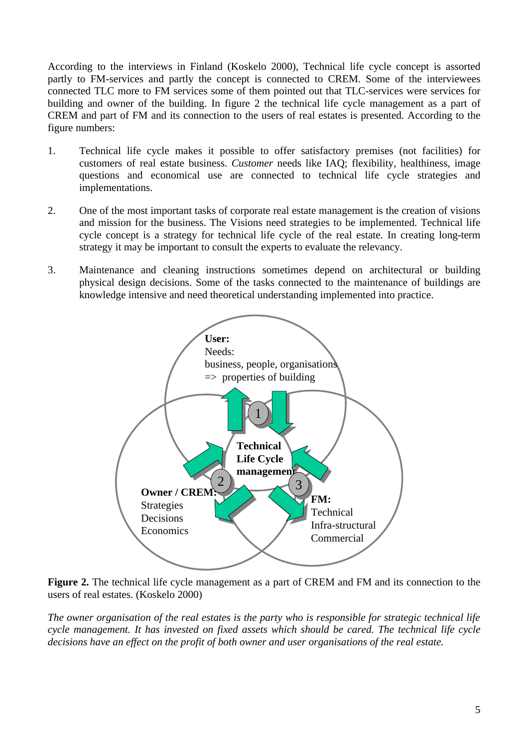According to the interviews in Finland (Koskelo 2000), Technical life cycle concept is assorted partly to FM-services and partly the concept is connected to CREM. Some of the interviewees connected TLC more to FM services some of them pointed out that TLC-services were services for building and owner of the building. In figure 2 the technical life cycle management as a part of CREM and part of FM and its connection to the users of real estates is presented. According to the figure numbers:

1. Technical life cycle makes it possible to offer satisfactory premises (not facilities) for customers of real estate business. *Customer* needs like IAQ; flexibility, healthiness, image questions and economical use are connected to technical life cycle strategies and implementations.

2. One of the most important tasks of corporate real estate management is the creation of visions and mission for the business. The Visions need strategies to be implemented. Technical life cycle concept is a strategy for technical life cycle of the real estate. In creating long-term strategy it may be important to consult the experts to evaluate the relevancy.

3. Maintenance and cleaning instructions sometimes depend on architectural or building physical design decisions. Some of the tasks connected to the maintenance of buildings are knowledge intensive and need theoretical understanding implemented into practice.

**User:**
Needs:
business, people, organisations
=> properties of building

**Technical Life Cycle management**

**Owner / CREM:**
Strategies
Decisions
Economics

**FM:**
Technical
Infra-structural
Commercial

**Figure 2.** The technical life cycle management as a part of CREM and FM and its connection to the users of real estates. (Koskelo 2000)

*The owner organisation of the real estates is the party who is responsible for strategic technical life cycle management. It has invested on fixed assets which should be cared. The technical life cycle decisions have an effect on the profit of both owner and user organisations of the real estate.*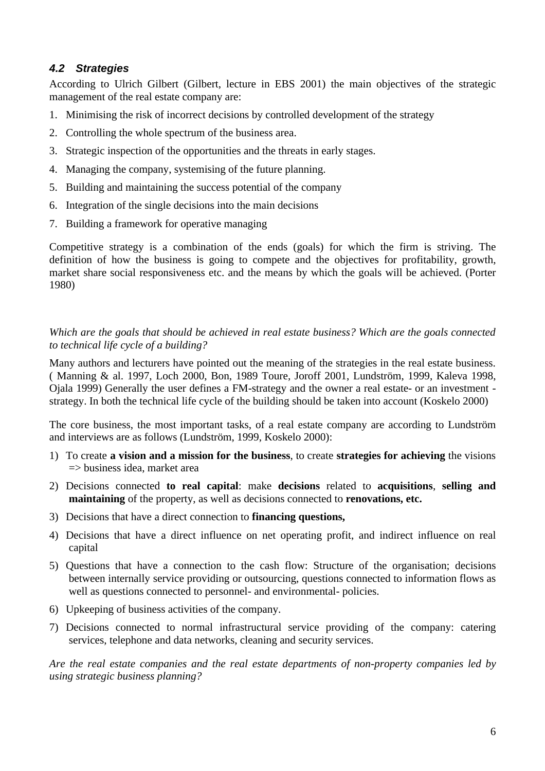### *4.2 Strategies*

According to Ulrich Gilbert (Gilbert, lecture in EBS 2001) the main objectives of the strategic management of the real estate company are:

1. Minimising the risk of incorrect decisions by controlled development of the strategy
2. Controlling the whole spectrum of the business area.
3. Strategic inspection of the opportunities and the threats in early stages.
4. Managing the company, systemising of the future planning.
5. Building and maintaining the success potential of the company
6. Integration of the single decisions into the main decisions
7. Building a framework for operative managing

Competitive strategy is a combination of the ends (goals) for which the firm is striving. The definition of how the business is going to compete and the objectives for profitability, growth, market share social responsiveness etc. and the means by which the goals will be achieved. (Porter 1980)

*Which are the goals that should be achieved in real estate business? Which are the goals connected to technical life cycle of a building?*

Many authors and lecturers have pointed out the meaning of the strategies in the real estate business. ( Manning & al. 1997, Loch 2000, Bon, 1989 Toure, Joroff 2001, Lundström, 1999, Kaleva 1998, Ojala 1999) Generally the user defines a FM-strategy and the owner a real estate- or an investment - strategy. In both the technical life cycle of the building should be taken into account (Koskelo 2000)

The core business, the most important tasks, of a real estate company are according to Lundström and interviews are as follows (Lundström, 1999, Koskelo 2000):

1) To create **a vision and a mission for the business**, to create **strategies for achieving** the visions => business idea, market area
2) Decisions connected **to real capital**: make **decisions** related to **acquisitions**, **selling and maintaining** of the property, as well as decisions connected to **renovations, etc.**
3) Decisions that have a direct connection to **financing questions,**
4) Decisions that have a direct influence on net operating profit, and indirect influence on real capital
5) Questions that have a connection to the cash flow: Structure of the organisation; decisions between internally service providing or outsourcing, questions connected to information flows as well as questions connected to personnel- and environmental- policies.
6) Upkeeping of business activities of the company.
7) Decisions connected to normal infrastructural service providing of the company: catering services, telephone and data networks, cleaning and security services.

*Are the real estate companies and the real estate departments of non-property companies led by using strategic business planning?*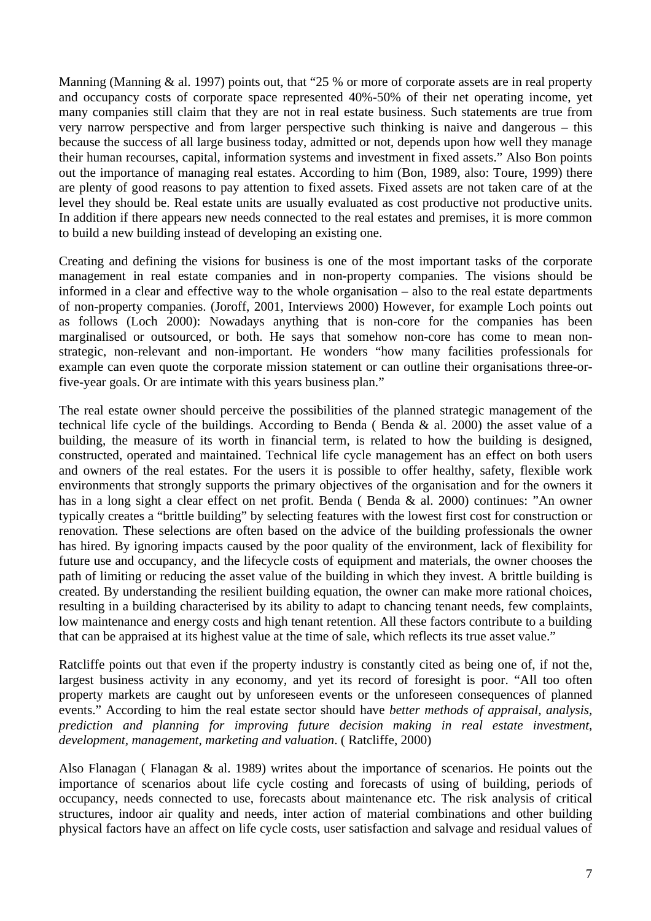Manning (Manning & al. 1997) points out, that "25 % or more of corporate assets are in real property and occupancy costs of corporate space represented 40%-50% of their net operating income, yet many companies still claim that they are not in real estate business. Such statements are true from very narrow perspective and from larger perspective such thinking is naive and dangerous – this because the success of all large business today, admitted or not, depends upon how well they manage their human recourses, capital, information systems and investment in fixed assets." Also Bon points out the importance of managing real estates. According to him (Bon, 1989, also: Toure, 1999) there are plenty of good reasons to pay attention to fixed assets. Fixed assets are not taken care of at the level they should be. Real estate units are usually evaluated as cost productive not productive units. In addition if there appears new needs connected to the real estates and premises, it is more common to build a new building instead of developing an existing one.

Creating and defining the visions for business is one of the most important tasks of the corporate management in real estate companies and in non-property companies. The visions should be informed in a clear and effective way to the whole organisation – also to the real estate departments of non-property companies. (Joroff, 2001, Interviews 2000) However, for example Loch points out as follows (Loch 2000): Nowadays anything that is non-core for the companies has been marginalised or outsourced, or both. He says that somehow non-core has come to mean non-strategic, non-relevant and non-important. He wonders "how many facilities professionals for example can even quote the corporate mission statement or can outline their organisations three-or-five-year goals. Or are intimate with this years business plan."

The real estate owner should perceive the possibilities of the planned strategic management of the technical life cycle of the buildings. According to Benda ( Benda & al. 2000) the asset value of a building, the measure of its worth in financial term, is related to how the building is designed, constructed, operated and maintained. Technical life cycle management has an effect on both users and owners of the real estates. For the users it is possible to offer healthy, safety, flexible work environments that strongly supports the primary objectives of the organisation and for the owners it has in a long sight a clear effect on net profit. Benda ( Benda & al. 2000) continues: "An owner typically creates a "brittle building" by selecting features with the lowest first cost for construction or renovation. These selections are often based on the advice of the building professionals the owner has hired. By ignoring impacts caused by the poor quality of the environment, lack of flexibility for future use and occupancy, and the lifecycle costs of equipment and materials, the owner chooses the path of limiting or reducing the asset value of the building in which they invest. A brittle building is created. By understanding the resilient building equation, the owner can make more rational choices, resulting in a building characterised by its ability to adapt to chancing tenant needs, few complaints, low maintenance and energy costs and high tenant retention. All these factors contribute to a building that can be appraised at its highest value at the time of sale, which reflects its true asset value."

Ratcliffe points out that even if the property industry is constantly cited as being one of, if not the, largest business activity in any economy, and yet its record of foresight is poor. "All too often property markets are caught out by unforeseen events or the unforeseen consequences of planned events." According to him the real estate sector should have *better methods of appraisal, analysis, prediction and planning for improving future decision making in real estate investment, development, management, marketing and valuation*. ( Ratcliffe, 2000)

Also Flanagan ( Flanagan & al. 1989) writes about the importance of scenarios. He points out the importance of scenarios about life cycle costing and forecasts of using of building, periods of occupancy, needs connected to use, forecasts about maintenance etc. The risk analysis of critical structures, indoor air quality and needs, inter action of material combinations and other building physical factors have an affect on life cycle costs, user satisfaction and salvage and residual values of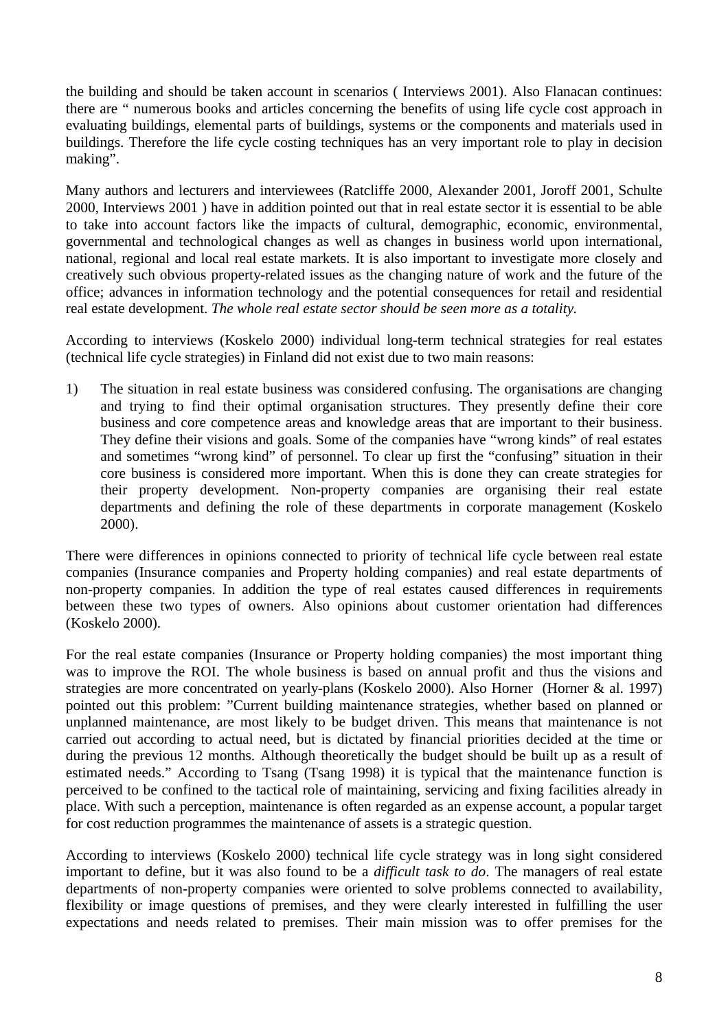the building and should be taken account in scenarios ( Interviews 2001). Also Flanacan continues: there are " numerous books and articles concerning the benefits of using life cycle cost approach in evaluating buildings, elemental parts of buildings, systems or the components and materials used in buildings. Therefore the life cycle costing techniques has an very important role to play in decision making".

Many authors and lecturers and interviewees (Ratcliffe 2000, Alexander 2001, Joroff 2001, Schulte 2000, Interviews 2001 ) have in addition pointed out that in real estate sector it is essential to be able to take into account factors like the impacts of cultural, demographic, economic, environmental, governmental and technological changes as well as changes in business world upon international, national, regional and local real estate markets. It is also important to investigate more closely and creatively such obvious property-related issues as the changing nature of work and the future of the office; advances in information technology and the potential consequences for retail and residential real estate development. *The whole real estate sector should be seen more as a totality.*

According to interviews (Koskelo 2000) individual long-term technical strategies for real estates (technical life cycle strategies) in Finland did not exist due to two main reasons:

1) The situation in real estate business was considered confusing. The organisations are changing and trying to find their optimal organisation structures. They presently define their core business and core competence areas and knowledge areas that are important to their business. They define their visions and goals. Some of the companies have "wrong kinds" of real estates and sometimes "wrong kind" of personnel. To clear up first the "confusing" situation in their core business is considered more important. When this is done they can create strategies for their property development. Non-property companies are organising their real estate departments and defining the role of these departments in corporate management (Koskelo 2000).

There were differences in opinions connected to priority of technical life cycle between real estate companies (Insurance companies and Property holding companies) and real estate departments of non-property companies. In addition the type of real estates caused differences in requirements between these two types of owners. Also opinions about customer orientation had differences (Koskelo 2000).

For the real estate companies (Insurance or Property holding companies) the most important thing was to improve the ROI. The whole business is based on annual profit and thus the visions and strategies are more concentrated on yearly-plans (Koskelo 2000). Also Horner (Horner & al. 1997) pointed out this problem: "Current building maintenance strategies, whether based on planned or unplanned maintenance, are most likely to be budget driven. This means that maintenance is not carried out according to actual need, but is dictated by financial priorities decided at the time or during the previous 12 months. Although theoretically the budget should be built up as a result of estimated needs." According to Tsang (Tsang 1998) it is typical that the maintenance function is perceived to be confined to the tactical role of maintaining, servicing and fixing facilities already in place. With such a perception, maintenance is often regarded as an expense account, a popular target for cost reduction programmes the maintenance of assets is a strategic question.

According to interviews (Koskelo 2000) technical life cycle strategy was in long sight considered important to define, but it was also found to be a *difficult task to do*. The managers of real estate departments of non-property companies were oriented to solve problems connected to availability, flexibility or image questions of premises, and they were clearly interested in fulfilling the user expectations and needs related to premises. Their main mission was to offer premises for the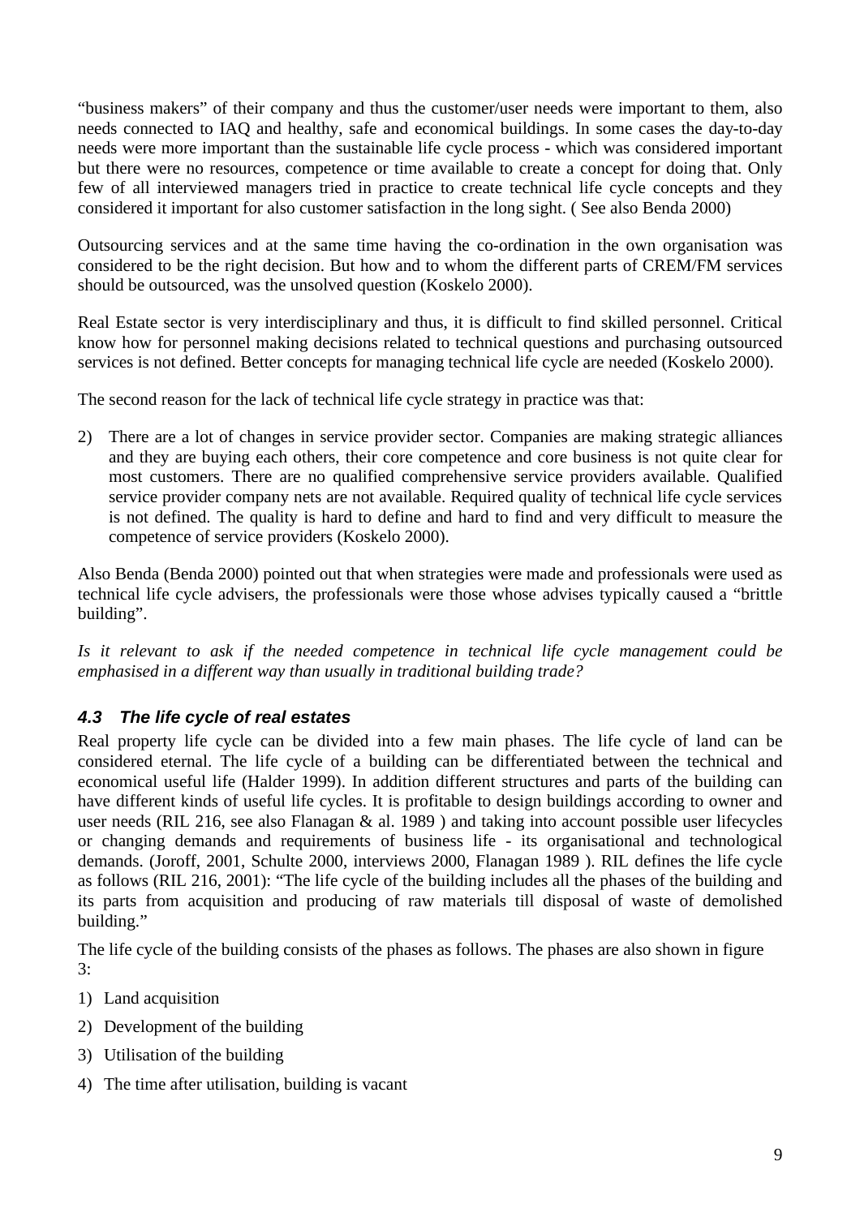"business makers" of their company and thus the customer/user needs were important to them, also needs connected to IAQ and healthy, safe and economical buildings. In some cases the day-to-day needs were more important than the sustainable life cycle process - which was considered important but there were no resources, competence or time available to create a concept for doing that. Only few of all interviewed managers tried in practice to create technical life cycle concepts and they considered it important for also customer satisfaction in the long sight. ( See also Benda 2000)

Outsourcing services and at the same time having the co-ordination in the own organisation was considered to be the right decision. But how and to whom the different parts of CREM/FM services should be outsourced, was the unsolved question (Koskelo 2000).

Real Estate sector is very interdisciplinary and thus, it is difficult to find skilled personnel. Critical know how for personnel making decisions related to technical questions and purchasing outsourced services is not defined. Better concepts for managing technical life cycle are needed (Koskelo 2000).

The second reason for the lack of technical life cycle strategy in practice was that:

2) There are a lot of changes in service provider sector. Companies are making strategic alliances and they are buying each others, their core competence and core business is not quite clear for most customers. There are no qualified comprehensive service providers available. Qualified service provider company nets are not available. Required quality of technical life cycle services is not defined. The quality is hard to define and hard to find and very difficult to measure the competence of service providers (Koskelo 2000).

Also Benda (Benda 2000) pointed out that when strategies were made and professionals were used as technical life cycle advisers, the professionals were those whose advises typically caused a "brittle building".

*Is it relevant to ask if the needed competence in technical life cycle management could be emphasised in a different way than usually in traditional building trade?*

### *4.3 The life cycle of real estates*

Real property life cycle can be divided into a few main phases. The life cycle of land can be considered eternal. The life cycle of a building can be differentiated between the technical and economical useful life (Halder 1999). In addition different structures and parts of the building can have different kinds of useful life cycles. It is profitable to design buildings according to owner and user needs (RIL 216, see also Flanagan & al. 1989 ) and taking into account possible user lifecycles or changing demands and requirements of business life - its organisational and technological demands. (Joroff, 2001, Schulte 2000, interviews 2000, Flanagan 1989 ). RIL defines the life cycle as follows (RIL 216, 2001): "The life cycle of the building includes all the phases of the building and its parts from acquisition and producing of raw materials till disposal of waste of demolished building."

The life cycle of the building consists of the phases as follows. The phases are also shown in figure 3:

1) Land acquisition
2) Development of the building
3) Utilisation of the building
4) The time after utilisation, building is vacant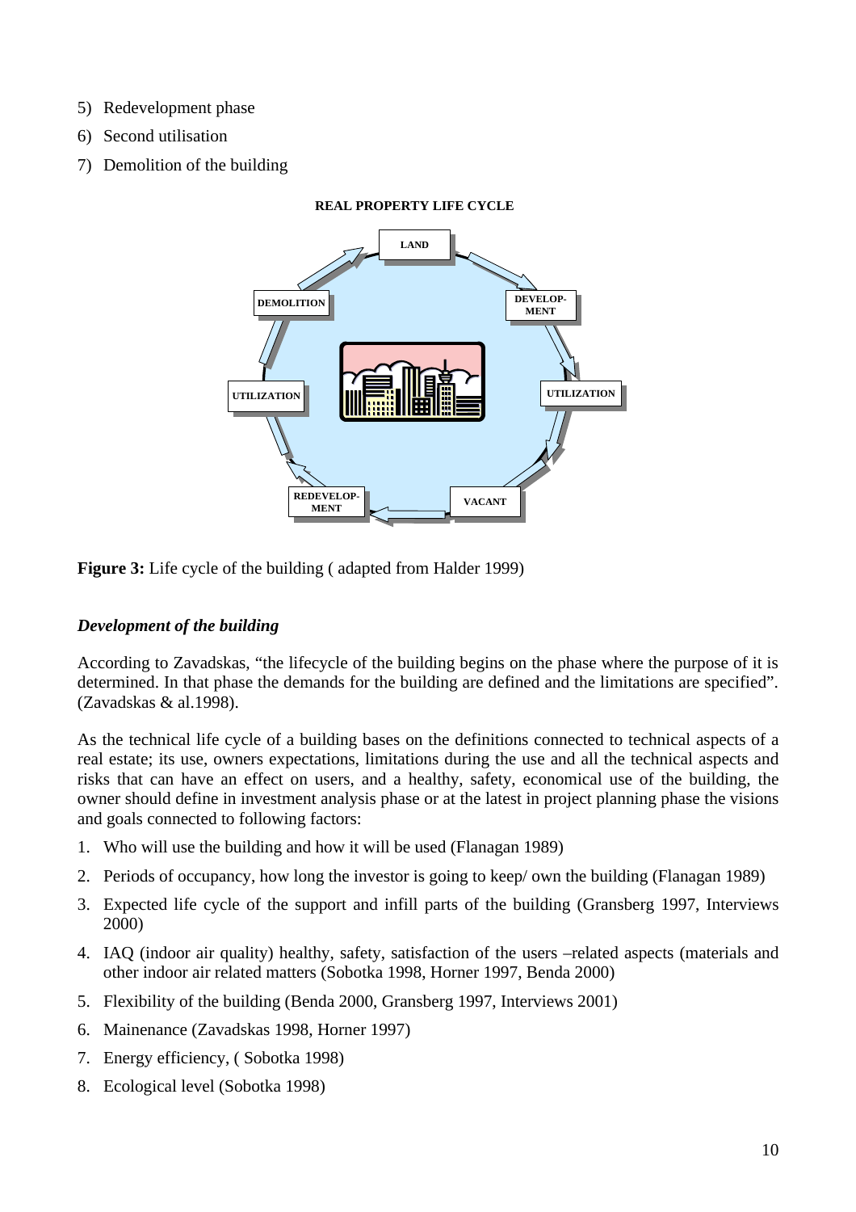5) Redevelopment phase
6) Second utilisation
7) Demolition of the building

REAL PROPERTY LIFE CYCLE

LAND

DEVELOP-MENT

UTILIZATION

VACANT

REDEVELOP-MENT

UTILIZATION

DEMOLITION

**Figure 3:** Life cycle of the building ( adapted from Halder 1999)

### *Development of the building*

According to Zavadskas, "the lifecycle of the building begins on the phase where the purpose of it is determined. In that phase the demands for the building are defined and the limitations are specified". (Zavadskas & al.1998).

As the technical life cycle of a building bases on the definitions connected to technical aspects of a real estate; its use, owners expectations, limitations during the use and all the technical aspects and risks that can have an effect on users, and a healthy, safety, economical use of the building, the owner should define in investment analysis phase or at the latest in project planning phase the visions and goals connected to following factors:

1. Who will use the building and how it will be used (Flanagan 1989)
2. Periods of occupancy, how long the investor is going to keep/ own the building (Flanagan 1989)
3. Expected life cycle of the support and infill parts of the building (Gransberg 1997, Interviews 2000)
4. IAQ (indoor air quality) healthy, safety, satisfaction of the users –related aspects (materials and other indoor air related matters (Sobotka 1998, Horner 1997, Benda 2000)
5. Flexibility of the building (Benda 2000, Gransberg 1997, Interviews 2001)
6. Mainenance (Zavadskas 1998, Horner 1997)
7. Energy efficiency, ( Sobotka 1998)
8. Ecological level (Sobotka 1998)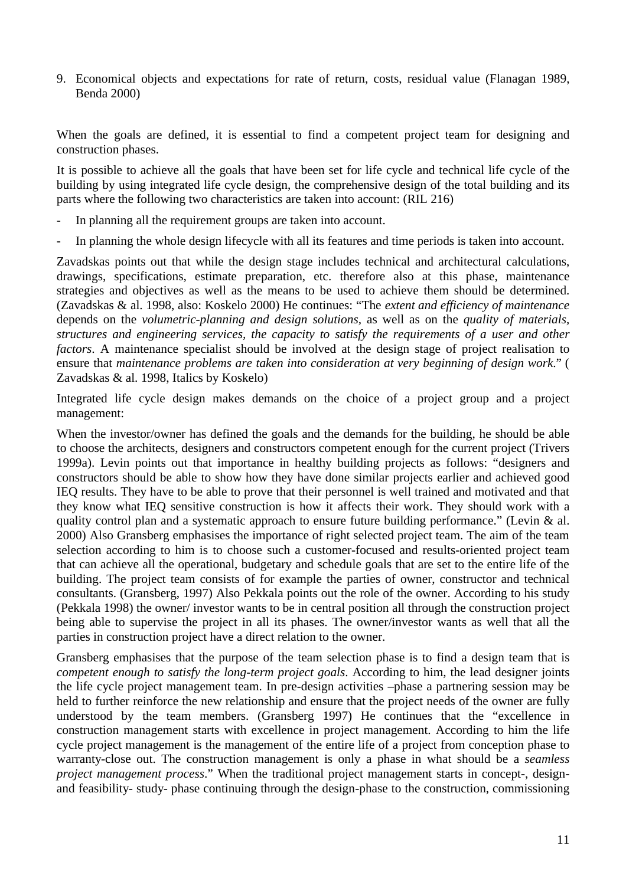9. Economical objects and expectations for rate of return, costs, residual value (Flanagan 1989, Benda 2000)

When the goals are defined, it is essential to find a competent project team for designing and construction phases.

It is possible to achieve all the goals that have been set for life cycle and technical life cycle of the building by using integrated life cycle design, the comprehensive design of the total building and its parts where the following two characteristics are taken into account: (RIL 216)

- In planning all the requirement groups are taken into account.
- In planning the whole design lifecycle with all its features and time periods is taken into account.

Zavadskas points out that while the design stage includes technical and architectural calculations, drawings, specifications, estimate preparation, etc. therefore also at this phase, maintenance strategies and objectives as well as the means to be used to achieve them should be determined. (Zavadskas & al. 1998, also: Koskelo 2000) He continues: "The *extent and efficiency of maintenance* depends on the *volumetric-planning and design solutions,* as well as on the *quality of materials, structures and engineering services, the capacity to satisfy the requirements of a user and other factors*. A maintenance specialist should be involved at the design stage of project realisation to ensure that *maintenance problems are taken into consideration at very beginning of design work*." ( Zavadskas & al. 1998, Italics by Koskelo)

Integrated life cycle design makes demands on the choice of a project group and a project management:

When the investor/owner has defined the goals and the demands for the building, he should be able to choose the architects, designers and constructors competent enough for the current project (Trivers 1999a). Levin points out that importance in healthy building projects as follows: "designers and constructors should be able to show how they have done similar projects earlier and achieved good IEQ results. They have to be able to prove that their personnel is well trained and motivated and that they know what IEQ sensitive construction is how it affects their work. They should work with a quality control plan and a systematic approach to ensure future building performance." (Levin & al. 2000) Also Gransberg emphasises the importance of right selected project team. The aim of the team selection according to him is to choose such a customer-focused and results-oriented project team that can achieve all the operational, budgetary and schedule goals that are set to the entire life of the building. The project team consists of for example the parties of owner, constructor and technical consultants. (Gransberg, 1997) Also Pekkala points out the role of the owner. According to his study (Pekkala 1998) the owner/ investor wants to be in central position all through the construction project being able to supervise the project in all its phases. The owner/investor wants as well that all the parties in construction project have a direct relation to the owner.

Gransberg emphasises that the purpose of the team selection phase is to find a design team that is *competent enough to satisfy the long-term project goals*. According to him, the lead designer joints the life cycle project management team. In pre-design activities –phase a partnering session may be held to further reinforce the new relationship and ensure that the project needs of the owner are fully understood by the team members. (Gransberg 1997) He continues that the "excellence in construction management starts with excellence in project management. According to him the life cycle project management is the management of the entire life of a project from conception phase to warranty-close out. The construction management is only a phase in what should be a *seamless project management process*." When the traditional project management starts in concept-, design- and feasibility- study- phase continuing through the design-phase to the construction, commissioning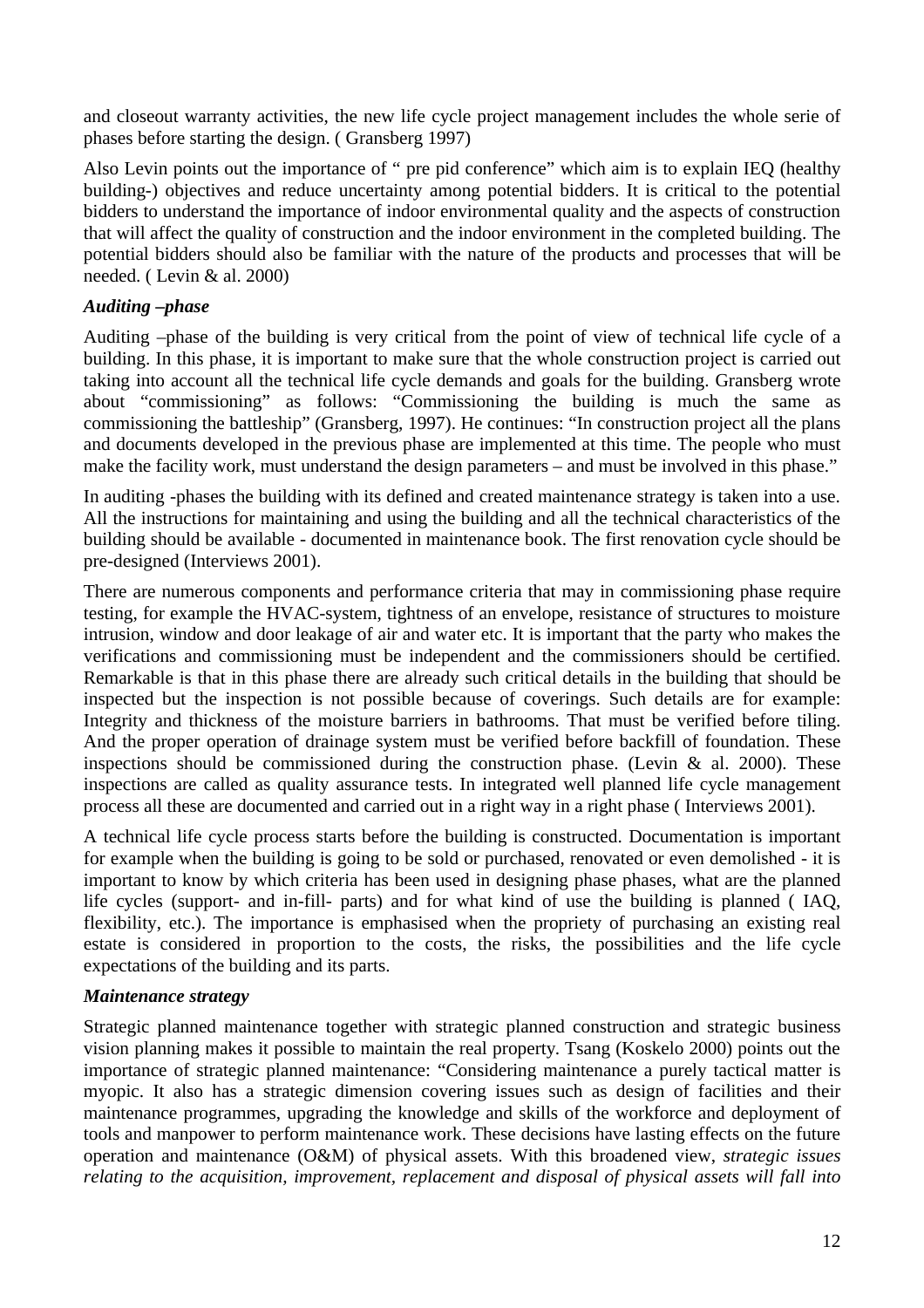and closeout warranty activities, the new life cycle project management includes the whole serie of phases before starting the design. ( Gransberg 1997)

Also Levin points out the importance of " pre pid conference" which aim is to explain IEQ (healthy building-) objectives and reduce uncertainty among potential bidders. It is critical to the potential bidders to understand the importance of indoor environmental quality and the aspects of construction that will affect the quality of construction and the indoor environment in the completed building. The potential bidders should also be familiar with the nature of the products and processes that will be needed. ( Levin & al. 2000)

***Auditing –phase***

Auditing –phase of the building is very critical from the point of view of technical life cycle of a building. In this phase, it is important to make sure that the whole construction project is carried out taking into account all the technical life cycle demands and goals for the building. Gransberg wrote about "commissioning" as follows: "Commissioning the building is much the same as commissioning the battleship" (Gransberg, 1997). He continues: "In construction project all the plans and documents developed in the previous phase are implemented at this time. The people who must make the facility work, must understand the design parameters – and must be involved in this phase."

In auditing -phases the building with its defined and created maintenance strategy is taken into a use. All the instructions for maintaining and using the building and all the technical characteristics of the building should be available - documented in maintenance book. The first renovation cycle should be pre-designed (Interviews 2001).

There are numerous components and performance criteria that may in commissioning phase require testing, for example the HVAC-system, tightness of an envelope, resistance of structures to moisture intrusion, window and door leakage of air and water etc. It is important that the party who makes the verifications and commissioning must be independent and the commissioners should be certified. Remarkable is that in this phase there are already such critical details in the building that should be inspected but the inspection is not possible because of coverings. Such details are for example: Integrity and thickness of the moisture barriers in bathrooms. That must be verified before tiling. And the proper operation of drainage system must be verified before backfill of foundation. These inspections should be commissioned during the construction phase. (Levin & al. 2000). These inspections are called as quality assurance tests. In integrated well planned life cycle management process all these are documented and carried out in a right way in a right phase ( Interviews 2001).

A technical life cycle process starts before the building is constructed. Documentation is important for example when the building is going to be sold or purchased, renovated or even demolished - it is important to know by which criteria has been used in designing phase phases, what are the planned life cycles (support- and in-fill- parts) and for what kind of use the building is planned ( IAQ, flexibility, etc.). The importance is emphasised when the propriety of purchasing an existing real estate is considered in proportion to the costs, the risks, the possibilities and the life cycle expectations of the building and its parts.

***Maintenance strategy***

Strategic planned maintenance together with strategic planned construction and strategic business vision planning makes it possible to maintain the real property. Tsang (Koskelo 2000) points out the importance of strategic planned maintenance: "Considering maintenance a purely tactical matter is myopic. It also has a strategic dimension covering issues such as design of facilities and their maintenance programmes, upgrading the knowledge and skills of the workforce and deployment of tools and manpower to perform maintenance work. These decisions have lasting effects on the future operation and maintenance (O&M) of physical assets. With this broadened view, *strategic issues relating to the acquisition, improvement, replacement and disposal of physical assets will fall into*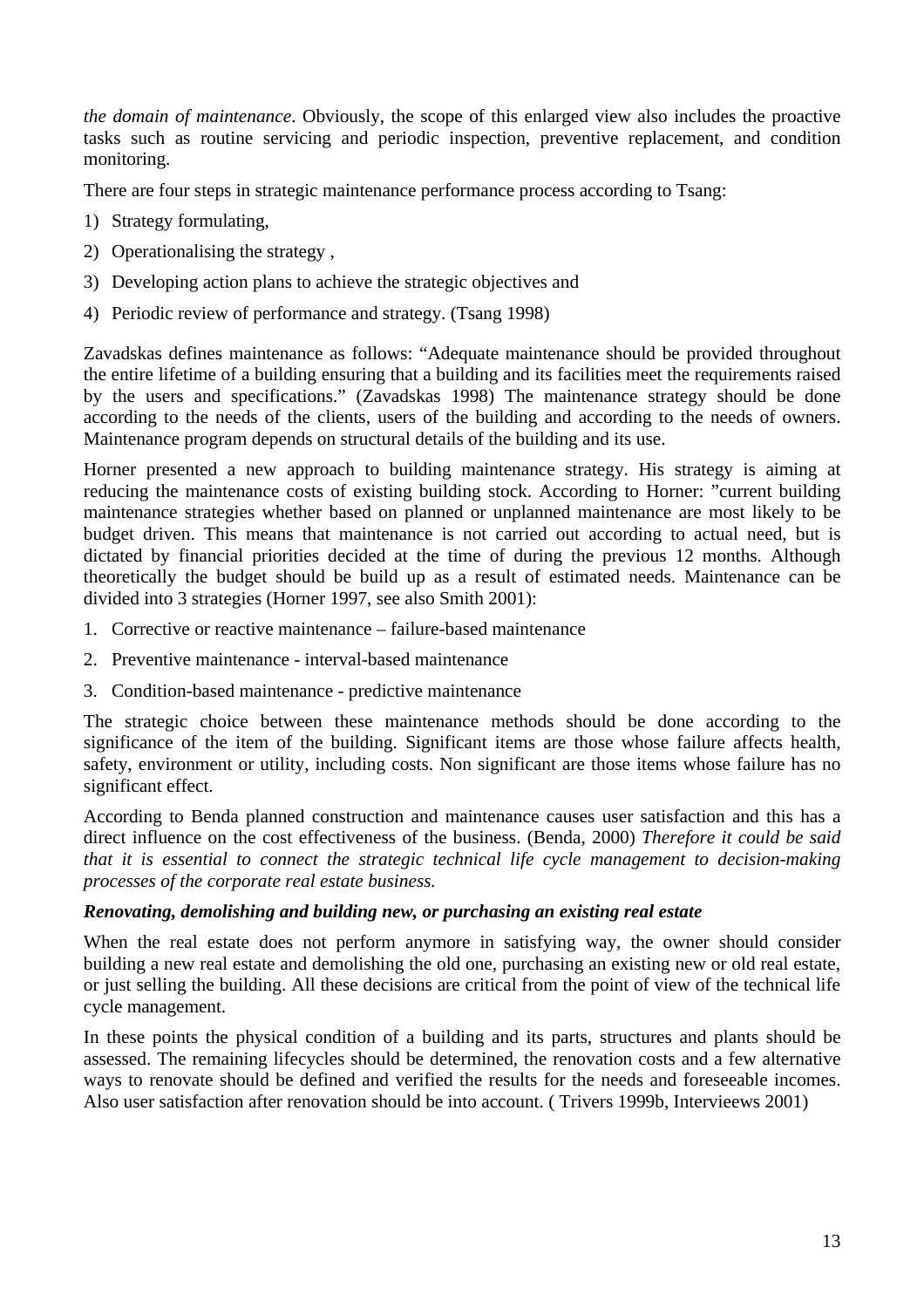*the domain of maintenance*. Obviously, the scope of this enlarged view also includes the proactive tasks such as routine servicing and periodic inspection, preventive replacement, and condition monitoring.

There are four steps in strategic maintenance performance process according to Tsang:

1) Strategy formulating,
2) Operationalising the strategy ,
3) Developing action plans to achieve the strategic objectives and
4) Periodic review of performance and strategy. (Tsang 1998)

Zavadskas defines maintenance as follows: "Adequate maintenance should be provided throughout the entire lifetime of a building ensuring that a building and its facilities meet the requirements raised by the users and specifications." (Zavadskas 1998) The maintenance strategy should be done according to the needs of the clients, users of the building and according to the needs of owners. Maintenance program depends on structural details of the building and its use.

Horner presented a new approach to building maintenance strategy. His strategy is aiming at reducing the maintenance costs of existing building stock. According to Horner: "current building maintenance strategies whether based on planned or unplanned maintenance are most likely to be budget driven. This means that maintenance is not carried out according to actual need, but is dictated by financial priorities decided at the time of during the previous 12 months. Although theoretically the budget should be build up as a result of estimated needs. Maintenance can be divided into 3 strategies (Horner 1997, see also Smith 2001):

1. Corrective or reactive maintenance – failure-based maintenance
2. Preventive maintenance - interval-based maintenance
3. Condition-based maintenance - predictive maintenance

The strategic choice between these maintenance methods should be done according to the significance of the item of the building. Significant items are those whose failure affects health, safety, environment or utility, including costs. Non significant are those items whose failure has no significant effect.

According to Benda planned construction and maintenance causes user satisfaction and this has a direct influence on the cost effectiveness of the business. (Benda, 2000) *Therefore it could be said that it is essential to connect the strategic technical life cycle management to decision-making processes of the corporate real estate business.*

***Renovating, demolishing and building new, or purchasing an existing real estate***

When the real estate does not perform anymore in satisfying way, the owner should consider building a new real estate and demolishing the old one, purchasing an existing new or old real estate, or just selling the building. All these decisions are critical from the point of view of the technical life cycle management.

In these points the physical condition of a building and its parts, structures and plants should be assessed. The remaining lifecycles should be determined, the renovation costs and a few alternative ways to renovate should be defined and verified the results for the needs and foreseeable incomes. Also user satisfaction after renovation should be into account. ( Trivers 1999b, Intervieews 2001)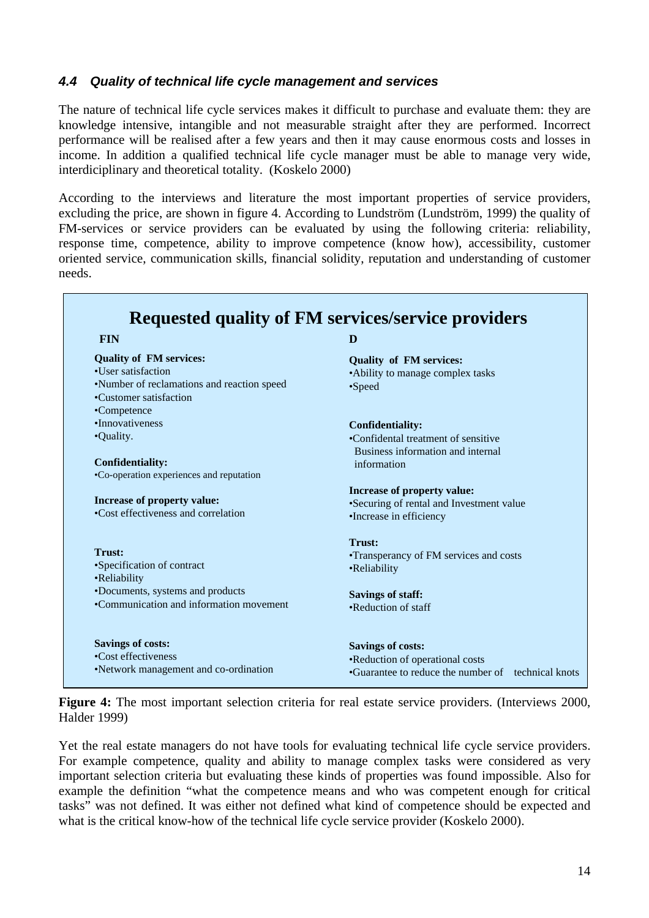### *4.4 Quality of technical life cycle management and services*

The nature of technical life cycle services makes it difficult to purchase and evaluate them: they are knowledge intensive, intangible and not measurable straight after they are performed. Incorrect performance will be realised after a few years and then it may cause enormous costs and losses in income. In addition a qualified technical life cycle manager must be able to manage very wide, interdiciplinary and theoretical totality. (Koskelo 2000)

According to the interviews and literature the most important properties of service providers, excluding the price, are shown in figure 4. According to Lundström (Lundström, 1999) the quality of FM-services or service providers can be evaluated by using the following criteria: reliability, response time, competence, ability to improve competence (know how), accessibility, customer oriented service, communication skills, financial solidity, reputation and understanding of customer needs.

**Requested quality of FM services/service providers**

| FIN | D |
|---|---|
| **Quality of FM services:**<br>•User satisfaction<br>•Number of reclamations and reaction speed<br>•Customer satisfaction<br>•Competence<br>•Innovativeness<br>•Quality. | **Quality of FM services:**<br>•Ability to manage complex tasks<br>•Speed |
| **Confidentiality:**<br>•Co-operation experiences and reputation | **Confidentiality:**<br>•Confidental treatment of sensitive Business information and internal information |
| **Increase of property value:**<br>•Cost effectiveness and correlation | **Increase of property value:**<br>•Securing of rental and Investment value<br>•Increase in efficiency |
| **Trust:**<br>•Specification of contract<br>•Reliability<br>•Documents, systems and products<br>•Communication and information movement | **Trust:**<br>•Transperancy of FM services and costs<br>•Reliability |
| | **Savings of staff:**<br>•Reduction of staff |
| **Savings of costs:**<br>•Cost effectiveness<br>•Network management and co-ordination | **Savings of costs:**<br>•Reduction of operational costs<br>•Guarantee to reduce the number of technical knots |

**Figure 4:** The most important selection criteria for real estate service providers. (Interviews 2000, Halder 1999)

Yet the real estate managers do not have tools for evaluating technical life cycle service providers. For example competence, quality and ability to manage complex tasks were considered as very important selection criteria but evaluating these kinds of properties was found impossible. Also for example the definition "what the competence means and who was competent enough for critical tasks" was not defined. It was either not defined what kind of competence should be expected and what is the critical know-how of the technical life cycle service provider (Koskelo 2000).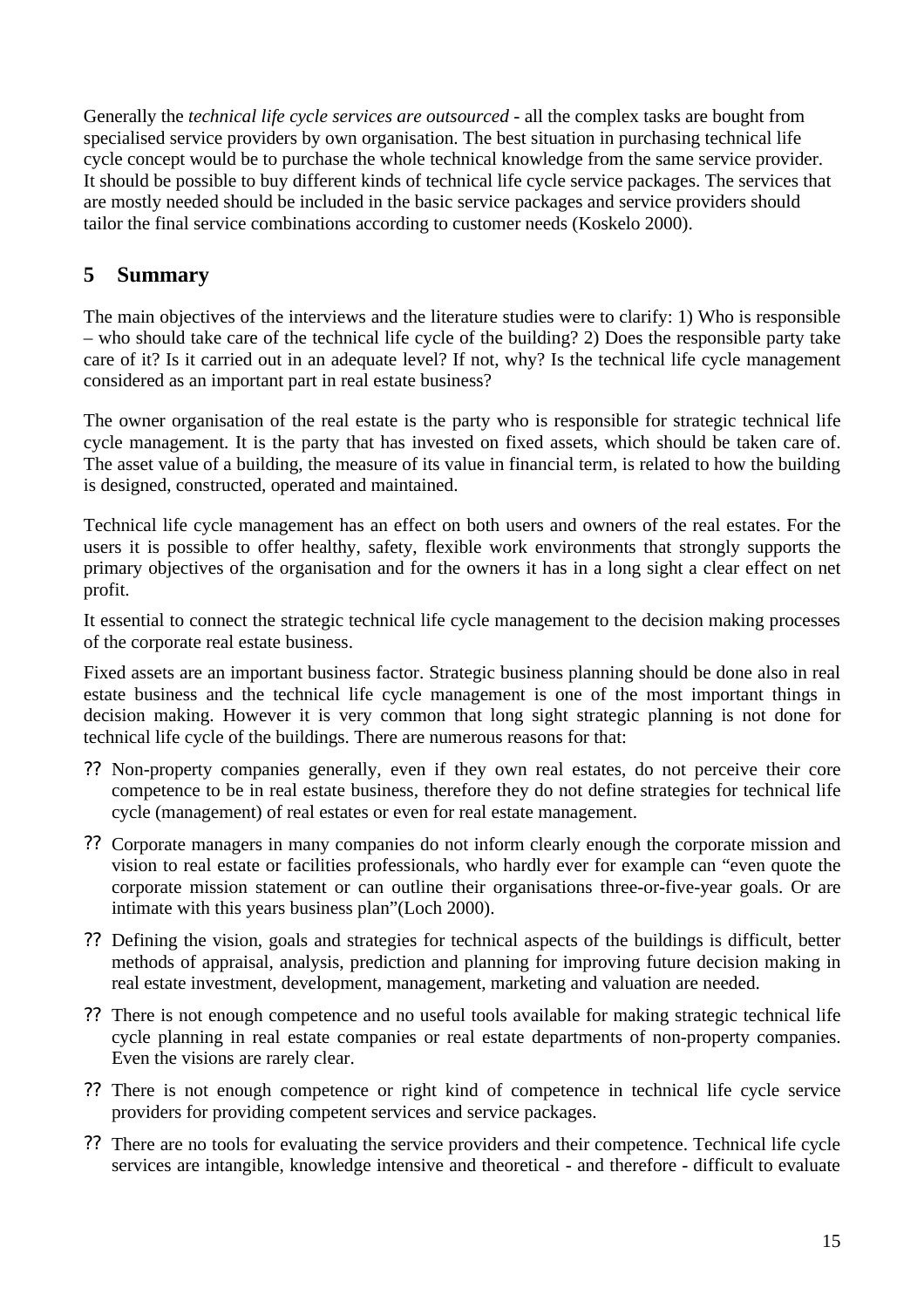Generally the *technical life cycle services are outsourced* - all the complex tasks are bought from specialised service providers by own organisation. The best situation in purchasing technical life cycle concept would be to purchase the whole technical knowledge from the same service provider. It should be possible to buy different kinds of technical life cycle service packages. The services that are mostly needed should be included in the basic service packages and service providers should tailor the final service combinations according to customer needs (Koskelo 2000).

## 5 Summary

The main objectives of the interviews and the literature studies were to clarify: 1) Who is responsible – who should take care of the technical life cycle of the building? 2) Does the responsible party take care of it? Is it carried out in an adequate level? If not, why? Is the technical life cycle management considered as an important part in real estate business?

The owner organisation of the real estate is the party who is responsible for strategic technical life cycle management. It is the party that has invested on fixed assets, which should be taken care of. The asset value of a building, the measure of its value in financial term, is related to how the building is designed, constructed, operated and maintained.

Technical life cycle management has an effect on both users and owners of the real estates. For the users it is possible to offer healthy, safety, flexible work environments that strongly supports the primary objectives of the organisation and for the owners it has in a long sight a clear effect on net profit.

It essential to connect the strategic technical life cycle management to the decision making processes of the corporate real estate business.

Fixed assets are an important business factor. Strategic business planning should be done also in real estate business and the technical life cycle management is one of the most important things in decision making. However it is very common that long sight strategic planning is not done for technical life cycle of the buildings. There are numerous reasons for that:

- Non-property companies generally, even if they own real estates, do not perceive their core competence to be in real estate business, therefore they do not define strategies for technical life cycle (management) of real estates or even for real estate management.
- Corporate managers in many companies do not inform clearly enough the corporate mission and vision to real estate or facilities professionals, who hardly ever for example can "even quote the corporate mission statement or can outline their organisations three-or-five-year goals. Or are intimate with this years business plan"(Loch 2000).
- Defining the vision, goals and strategies for technical aspects of the buildings is difficult, better methods of appraisal, analysis, prediction and planning for improving future decision making in real estate investment, development, management, marketing and valuation are needed.
- There is not enough competence and no useful tools available for making strategic technical life cycle planning in real estate companies or real estate departments of non-property companies. Even the visions are rarely clear.
- There is not enough competence or right kind of competence in technical life cycle service providers for providing competent services and service packages.
- There are no tools for evaluating the service providers and their competence. Technical life cycle services are intangible, knowledge intensive and theoretical - and therefore - difficult to evaluate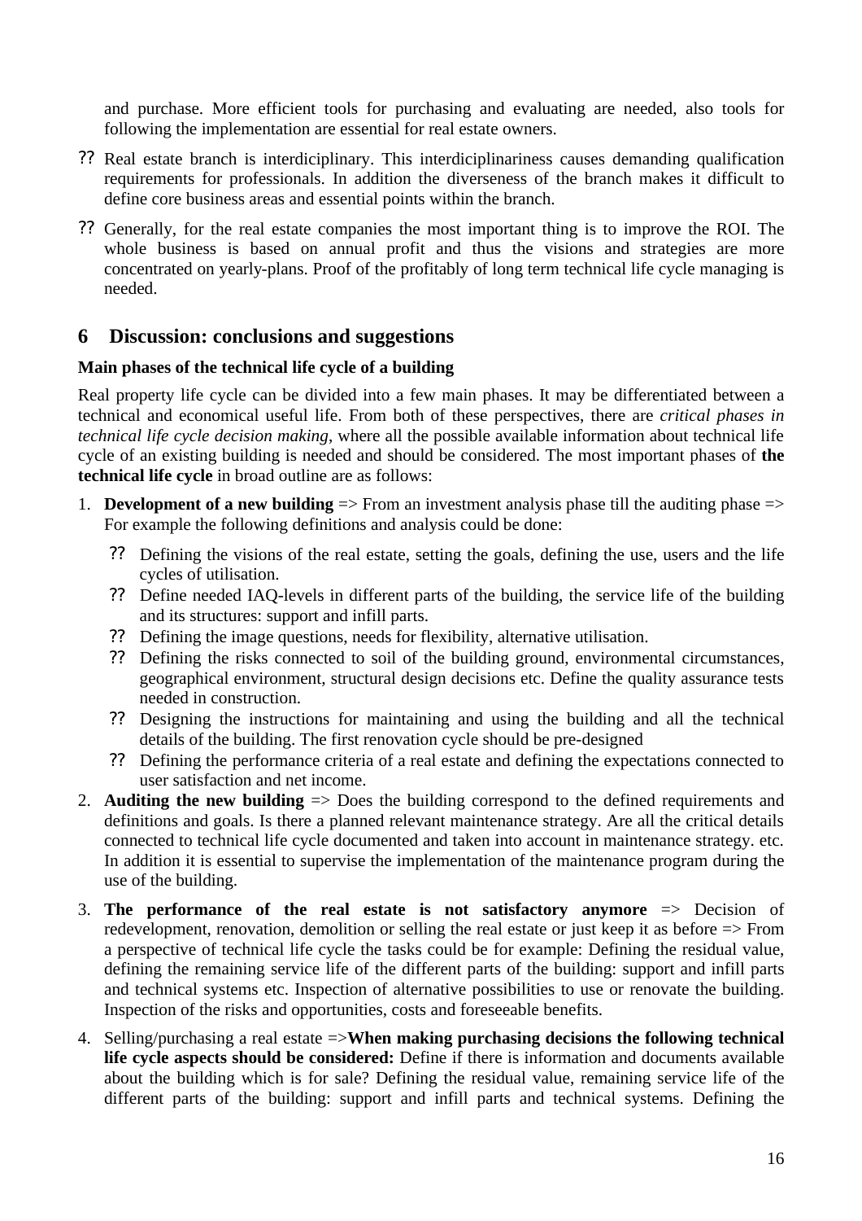and purchase. More efficient tools for purchasing and evaluating are needed, also tools for following the implementation are essential for real estate owners.

- Real estate branch is interdiciplinary. This interdiciplinariness causes demanding qualification requirements for professionals. In addition the diverseness of the branch makes it difficult to define core business areas and essential points within the branch.
- Generally, for the real estate companies the most important thing is to improve the ROI. The whole business is based on annual profit and thus the visions and strategies are more concentrated on yearly-plans. Proof of the profitably of long term technical life cycle managing is needed.

## 6 Discussion: conclusions and suggestions

**Main phases of the technical life cycle of a building**

Real property life cycle can be divided into a few main phases. It may be differentiated between a technical and economical useful life. From both of these perspectives, there are *critical phases in technical life cycle decision making*, where all the possible available information about technical life cycle of an existing building is needed and should be considered. The most important phases of **the technical life cycle** in broad outline are as follows:

1. **Development of a new building** => From an investment analysis phase till the auditing phase => For example the following definitions and analysis could be done:
   - Defining the visions of the real estate, setting the goals, defining the use, users and the life cycles of utilisation.
   - Define needed IAQ-levels in different parts of the building, the service life of the building and its structures: support and infill parts.
   - Defining the image questions, needs for flexibility, alternative utilisation.
   - Defining the risks connected to soil of the building ground, environmental circumstances, geographical environment, structural design decisions etc. Define the quality assurance tests needed in construction.
   - Designing the instructions for maintaining and using the building and all the technical details of the building. The first renovation cycle should be pre-designed
   - Defining the performance criteria of a real estate and defining the expectations connected to user satisfaction and net income.
2. **Auditing the new building** => Does the building correspond to the defined requirements and definitions and goals. Is there a planned relevant maintenance strategy. Are all the critical details connected to technical life cycle documented and taken into account in maintenance strategy. etc. In addition it is essential to supervise the implementation of the maintenance program during the use of the building.
3. **The performance of the real estate is not satisfactory anymore** => Decision of redevelopment, renovation, demolition or selling the real estate or just keep it as before => From a perspective of technical life cycle the tasks could be for example: Defining the residual value, defining the remaining service life of the different parts of the building: support and infill parts and technical systems etc. Inspection of alternative possibilities to use or renovate the building. Inspection of the risks and opportunities, costs and foreseeable benefits.
4. Selling/purchasing a real estate =>**When making purchasing decisions the following technical life cycle aspects should be considered:** Define if there is information and documents available about the building which is for sale? Defining the residual value, remaining service life of the different parts of the building: support and infill parts and technical systems. Defining the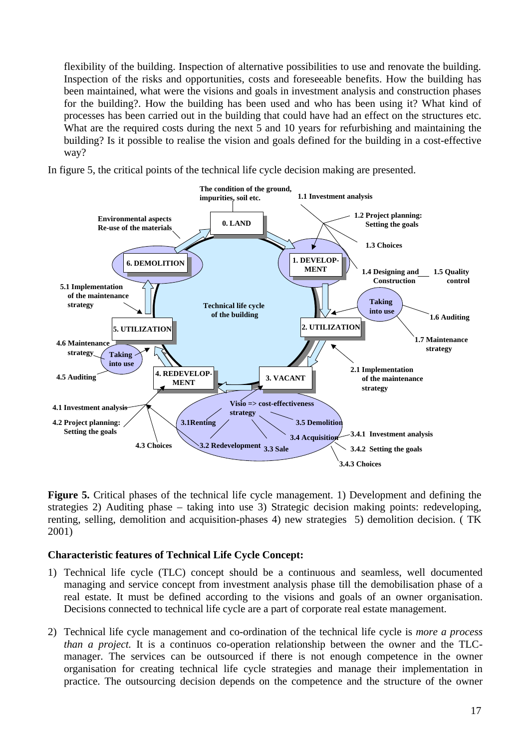flexibility of the building. Inspection of alternative possibilities to use and renovate the building. Inspection of the risks and opportunities, costs and foreseeable benefits. How the building has been maintained, what were the visions and goals in investment analysis and construction phases for the building?. How the building has been used and who has been using it? What kind of processes has been carried out in the building that could have had an effect on the structures etc. What are the required costs during the next 5 and 10 years for refurbishing and maintaining the building? Is it possible to realise the vision and goals defined for the building in a cost-effective way?

In figure 5, the critical points of the technical life cycle decision making are presented.

**Figure 5.** Critical phases of the technical life cycle management. 1) Development and defining the strategies 2) Auditing phase – taking into use 3) Strategic decision making points: redeveloping, renting, selling, demolition and acquisition-phases 4) new strategies 5) demolition decision. ( TK 2001)

**Characteristic features of Technical Life Cycle Concept:**

1) Technical life cycle (TLC) concept should be a continuous and seamless, well documented managing and service concept from investment analysis phase till the demobilisation phase of a real estate. It must be defined according to the visions and goals of an owner organisation. Decisions connected to technical life cycle are a part of corporate real estate management.

2) Technical life cycle management and co-ordination of the technical life cycle is *more a process than a project.* It is a continuos co-operation relationship between the owner and the TLC-manager. The services can be outsourced if there is not enough competence in the owner organisation for creating technical life cycle strategies and manage their implementation in practice. The outsourcing decision depends on the competence and the structure of the owner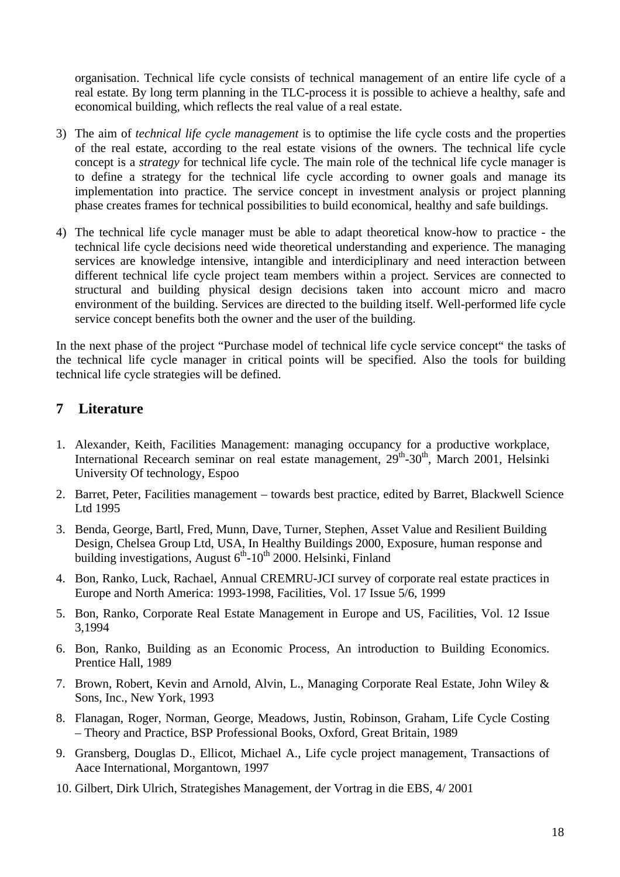organisation. Technical life cycle consists of technical management of an entire life cycle of a real estate. By long term planning in the TLC-process it is possible to achieve a healthy, safe and economical building, which reflects the real value of a real estate.

3) The aim of *technical life cycle management* is to optimise the life cycle costs and the properties of the real estate, according to the real estate visions of the owners. The technical life cycle concept is a *strategy* for technical life cycle. The main role of the technical life cycle manager is to define a strategy for the technical life cycle according to owner goals and manage its implementation into practice. The service concept in investment analysis or project planning phase creates frames for technical possibilities to build economical, healthy and safe buildings.

4) The technical life cycle manager must be able to adapt theoretical know-how to practice - the technical life cycle decisions need wide theoretical understanding and experience. The managing services are knowledge intensive, intangible and interdiciplinary and need interaction between different technical life cycle project team members within a project. Services are connected to structural and building physical design decisions taken into account micro and macro environment of the building. Services are directed to the building itself. Well-performed life cycle service concept benefits both the owner and the user of the building.

In the next phase of the project "Purchase model of technical life cycle service concept" the tasks of the technical life cycle manager in critical points will be specified. Also the tools for building technical life cycle strategies will be defined.

## 7 Literature

1. Alexander, Keith, Facilities Management: managing occupancy for a productive workplace, International Recearch seminar on real estate management, 29th-30th, March 2001, Helsinki University Of technology, Espoo
2. Barret, Peter, Facilities management – towards best practice, edited by Barret, Blackwell Science Ltd 1995
3. Benda, George, Bartl, Fred, Munn, Dave, Turner, Stephen, Asset Value and Resilient Building Design, Chelsea Group Ltd, USA, In Healthy Buildings 2000, Exposure, human response and building investigations, August 6th-10th 2000. Helsinki, Finland
4. Bon, Ranko, Luck, Rachael, Annual CREMRU-JCI survey of corporate real estate practices in Europe and North America: 1993-1998, Facilities, Vol. 17 Issue 5/6, 1999
5. Bon, Ranko, Corporate Real Estate Management in Europe and US, Facilities, Vol. 12 Issue 3,1994
6. Bon, Ranko, Building as an Economic Process, An introduction to Building Economics. Prentice Hall, 1989
7. Brown, Robert, Kevin and Arnold, Alvin, L., Managing Corporate Real Estate, John Wiley & Sons, Inc., New York, 1993
8. Flanagan, Roger, Norman, George, Meadows, Justin, Robinson, Graham, Life Cycle Costing – Theory and Practice, BSP Professional Books, Oxford, Great Britain, 1989
9. Gransberg, Douglas D., Ellicot, Michael A., Life cycle project management, Transactions of Aace International, Morgantown, 1997
10. Gilbert, Dirk Ulrich, Strategishes Management, der Vortrag in die EBS, 4/ 2001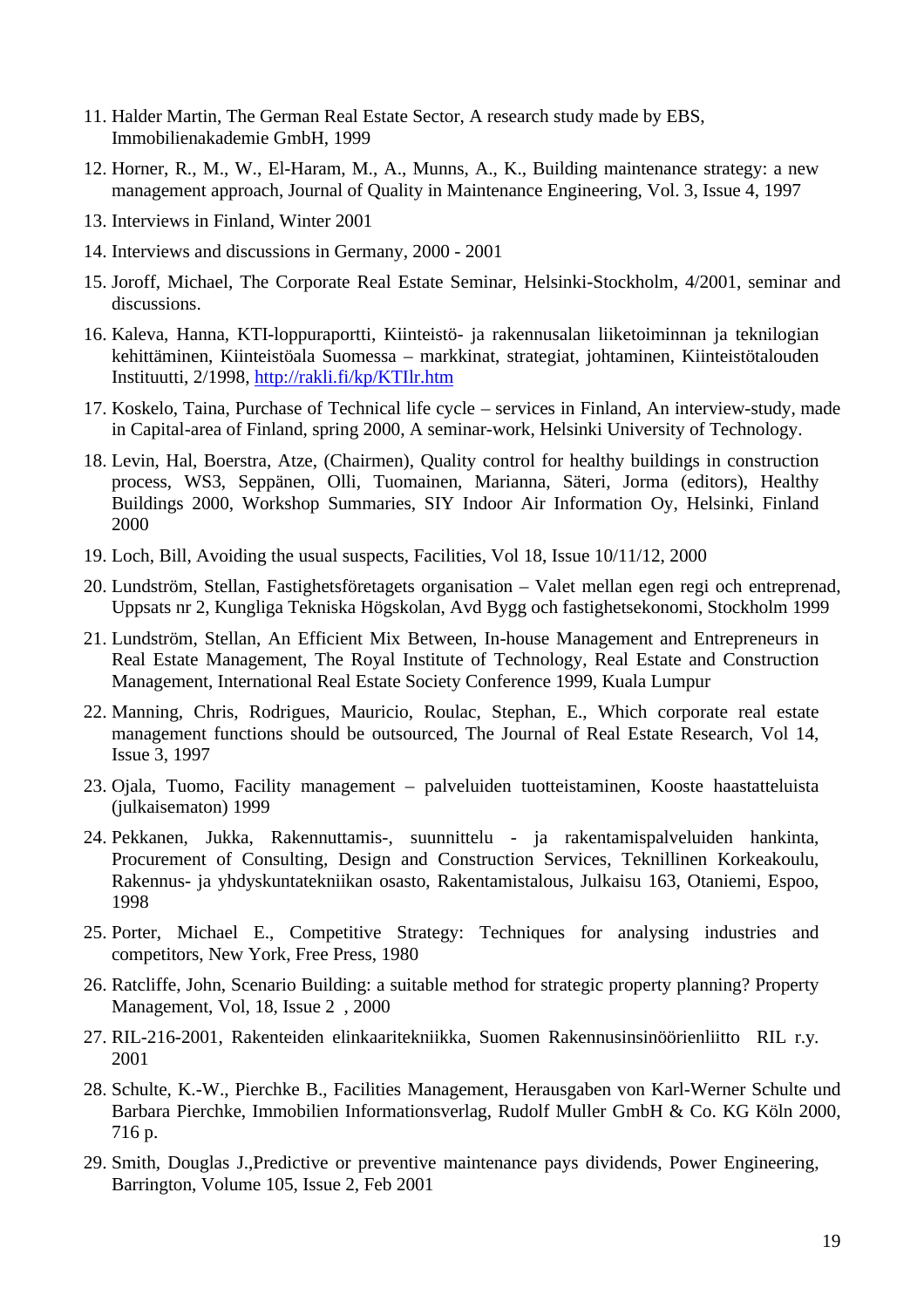11. Halder Martin, The German Real Estate Sector, A research study made by EBS, Immobilienakademie GmbH, 1999
12. Horner, R., M., W., El-Haram, M., A., Munns, A., K., Building maintenance strategy: a new management approach, Journal of Quality in Maintenance Engineering, Vol. 3, Issue 4, 1997
13. Interviews in Finland, Winter 2001
14. Interviews and discussions in Germany, 2000 - 2001
15. Joroff, Michael, The Corporate Real Estate Seminar, Helsinki-Stockholm, 4/2001, seminar and discussions.
16. Kaleva, Hanna, KTI-loppuraportti, Kiinteistö- ja rakennusalan liiketoiminnan ja teknilogian kehittäminen, Kiinteistöala Suomessa – markkinat, strategiat, johtaminen, Kiinteistötalouden Instituutti, 2/1998, http://rakli.fi/kp/KTIlr.htm
17. Koskelo, Taina, Purchase of Technical life cycle – services in Finland, An interview-study, made in Capital-area of Finland, spring 2000, A seminar-work, Helsinki University of Technology.
18. Levin, Hal, Boerstra, Atze, (Chairmen), Quality control for healthy buildings in construction process, WS3, Seppänen, Olli, Tuomainen, Marianna, Säteri, Jorma (editors), Healthy Buildings 2000, Workshop Summaries, SIY Indoor Air Information Oy, Helsinki, Finland 2000
19. Loch, Bill, Avoiding the usual suspects, Facilities, Vol 18, Issue 10/11/12, 2000
20. Lundström, Stellan, Fastighetsföretagets organisation – Valet mellan egen regi och entreprenad, Uppsats nr 2, Kungliga Tekniska Högskolan, Avd Bygg och fastighetsekonomi, Stockholm 1999
21. Lundström, Stellan, An Efficient Mix Between, In-house Management and Entrepreneurs in Real Estate Management, The Royal Institute of Technology, Real Estate and Construction Management, International Real Estate Society Conference 1999, Kuala Lumpur
22. Manning, Chris, Rodrigues, Mauricio, Roulac, Stephan, E., Which corporate real estate management functions should be outsourced, The Journal of Real Estate Research, Vol 14, Issue 3, 1997
23. Ojala, Tuomo, Facility management – palveluiden tuotteistaminen, Kooste haastatteluista (julkaisematon) 1999
24. Pekkanen, Jukka, Rakennuttamis-, suunnittelu - ja rakentamispalveluiden hankinta, Procurement of Consulting, Design and Construction Services, Teknillinen Korkeakoulu, Rakennus- ja yhdyskuntatekniikan osasto, Rakentamistalous, Julkaisu 163, Otaniemi, Espoo, 1998
25. Porter, Michael E., Competitive Strategy: Techniques for analysing industries and competitors, New York, Free Press, 1980
26. Ratcliffe, John, Scenario Building: a suitable method for strategic property planning? Property Management, Vol, 18, Issue 2 , 2000
27. RIL-216-2001, Rakenteiden elinkaaritekniikka, Suomen Rakennusinsinöörienliitto RIL r.y. 2001
28. Schulte, K.-W., Pierchke B., Facilities Management, Herausgaben von Karl-Werner Schulte und Barbara Pierchke, Immobilien Informationsverlag, Rudolf Muller GmbH & Co. KG Köln 2000, 716 p.
29. Smith, Douglas J.,Predictive or preventive maintenance pays dividends, Power Engineering, Barrington, Volume 105, Issue 2, Feb 2001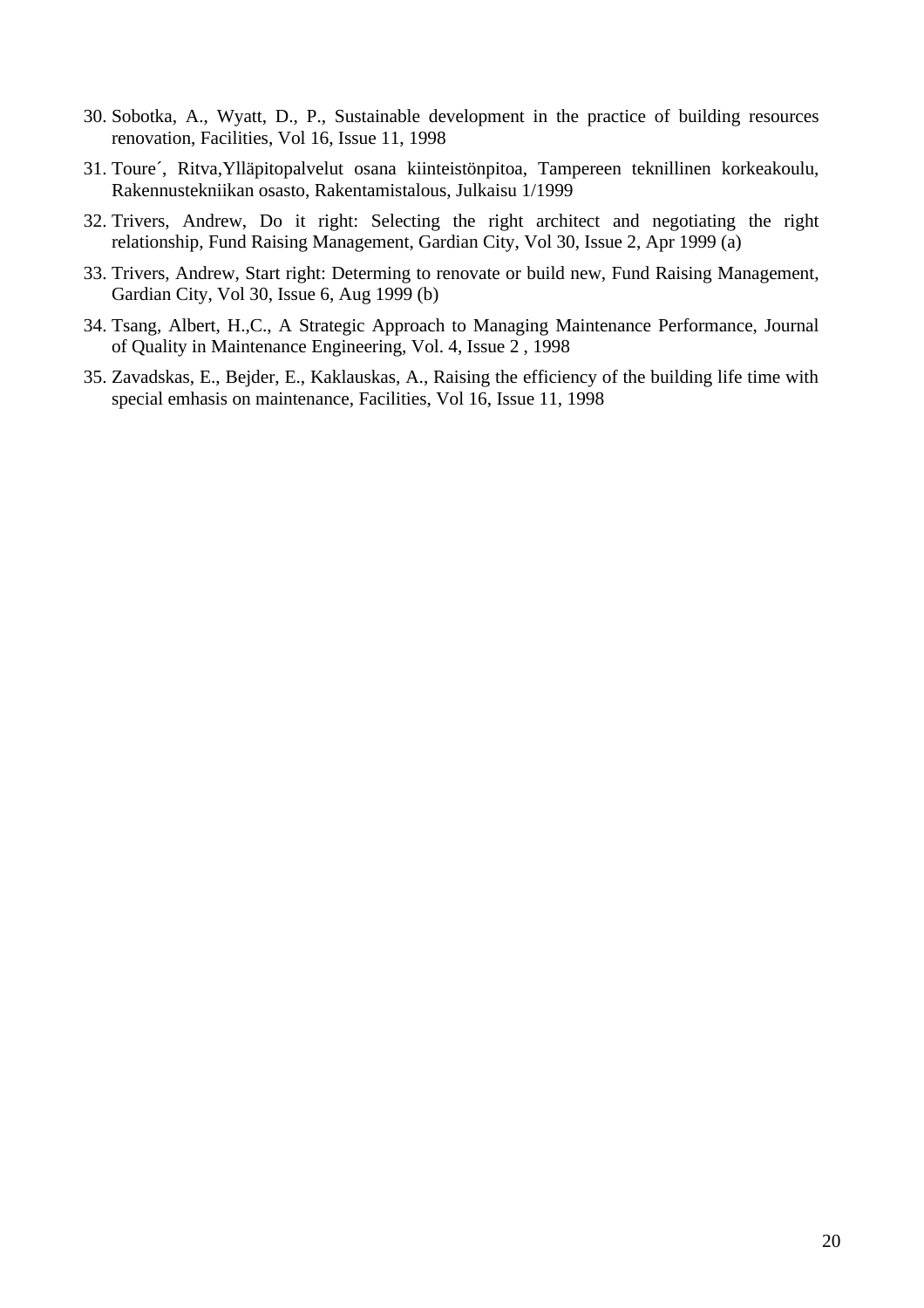30. Sobotka, A., Wyatt, D., P., Sustainable development in the practice of building resources renovation, Facilities, Vol 16, Issue 11, 1998
31. Toure´, Ritva,Ylläpitopalvelut osana kiinteistönpitoa, Tampereen teknillinen korkeakoulu, Rakennustekniikan osasto, Rakentamistalous, Julkaisu 1/1999
32. Trivers, Andrew, Do it right: Selecting the right architect and negotiating the right relationship, Fund Raising Management, Gardian City, Vol 30, Issue 2, Apr 1999 (a)
33. Trivers, Andrew, Start right: Determing to renovate or build new, Fund Raising Management, Gardian City, Vol 30, Issue 6, Aug 1999 (b)
34. Tsang, Albert, H.,C., A Strategic Approach to Managing Maintenance Performance, Journal of Quality in Maintenance Engineering, Vol. 4, Issue 2 , 1998
35. Zavadskas, E., Bejder, E., Kaklauskas, A., Raising the efficiency of the building life time with special emhasis on maintenance, Facilities, Vol 16, Issue 11, 1998